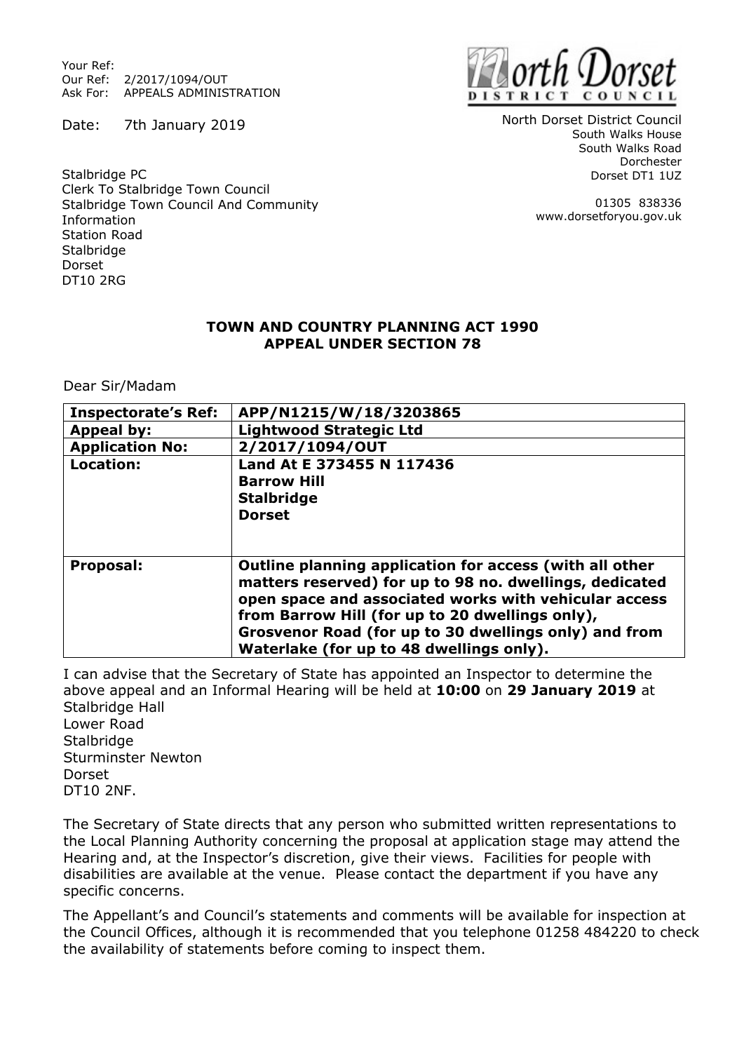Your Ref:
Our Ref: 2/2017/1094/OUT
Ask For: APPEALS ADMINISTRATION

North Dorset District Council

North Dorset District Council
South Walks House
South Walks Road
Dorchester
Dorset DT1 1UZ

01305 838336
www.dorsetforyou.gov.uk

Date: 7th January 2019

Stalbridge PC
Clerk To Stalbridge Town Council
Stalbridge Town Council And Community Information
Station Road
Stalbridge
Dorset
DT10 2RG

**TOWN AND COUNTRY PLANNING ACT 1990**
**APPEAL UNDER SECTION 78**

Dear Sir/Madam

| **Inspectorate's Ref:** | **APP/N1215/W/18/3203865** |
|---|---|
| **Appeal by:** | **Lightwood Strategic Ltd** |
| **Application No:** | **2/2017/1094/OUT** |
| **Location:** | **Land At E 373455 N 117436**<br>**Barrow Hill**<br>**Stalbridge**<br>**Dorset** |
| **Proposal:** | **Outline planning application for access (with all other matters reserved) for up to 98 no. dwellings, dedicated open space and associated works with vehicular access from Barrow Hill (for up to 20 dwellings only), Grosvenor Road (for up to 30 dwellings only) and from Waterlake (for up to 48 dwellings only).** |

I can advise that the Secretary of State has appointed an Inspector to determine the above appeal and an Informal Hearing will be held at **10:00** on **29 January 2019** at
Stalbridge Hall
Lower Road
Stalbridge
Sturminster Newton
Dorset
DT10 2NF.

The Secretary of State directs that any person who submitted written representations to the Local Planning Authority concerning the proposal at application stage may attend the Hearing and, at the Inspector's discretion, give their views. Facilities for people with disabilities are available at the venue. Please contact the department if you have any specific concerns.

The Appellant's and Council's statements and comments will be available for inspection at the Council Offices, although it is recommended that you telephone 01258 484220 to check the availability of statements before coming to inspect them.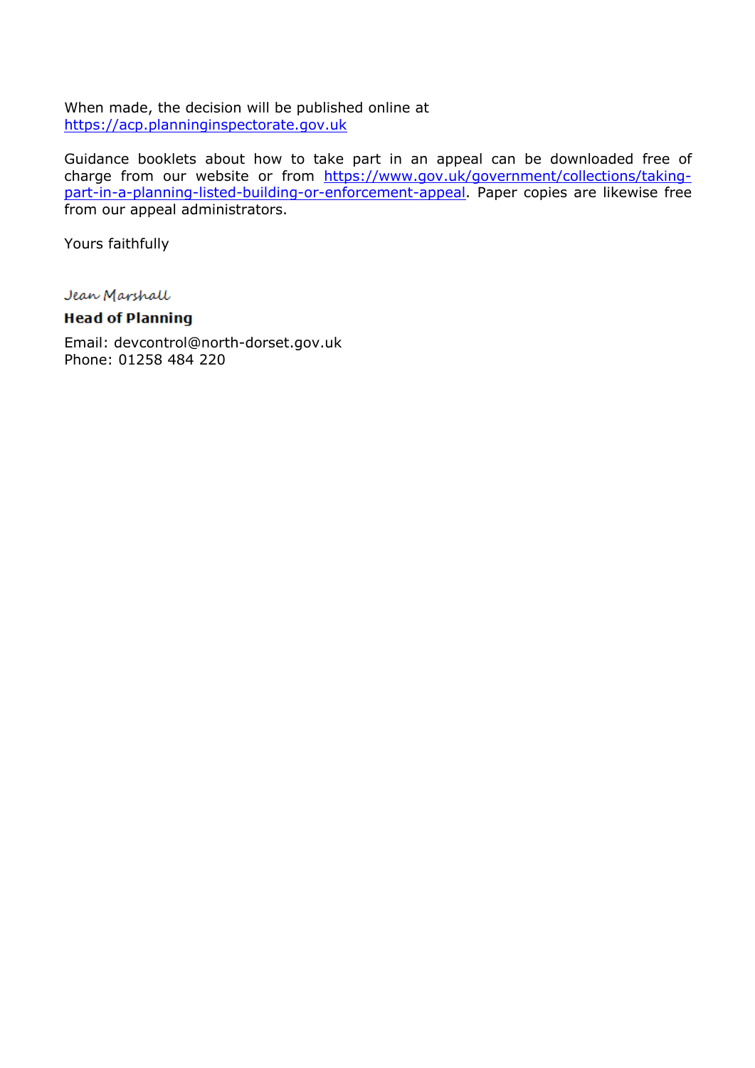When made, the decision will be published online at
https://acp.planninginspectorate.gov.uk

Guidance booklets about how to take part in an appeal can be downloaded free of charge from our website or from https://www.gov.uk/government/collections/taking-part-in-a-planning-listed-building-or-enforcement-appeal. Paper copies are likewise free from our appeal administrators.

Yours faithfully

Jean Marshall

**Head of Planning**

Email: devcontrol@north-dorset.gov.uk
Phone: 01258 484 220